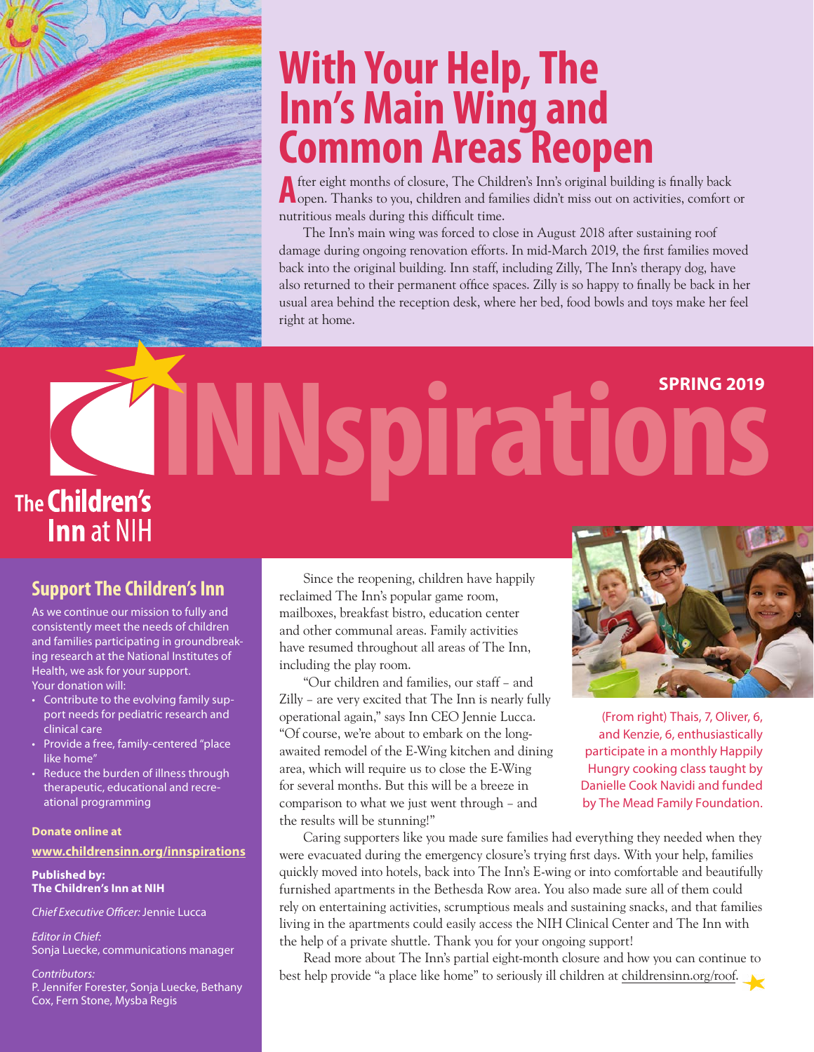# With Your Help, The Inn's Main Wing and Common Areas Reopen

After eight months of closure, The Children's Inn's original building is finally back open. Thanks to you, children and families didn't miss out on activities, comfort or nutritious meals during this difficult time.

The Inn's main wing was forced to close in August 2018 after sustaining roof damage during ongoing renovation efforts. In mid-March 2019, the first families moved back into the original building. Inn staff, including Zilly, The Inn's therapy dog, have also returned to their permanent office spaces. Zilly is so happy to finally be back in her usual area behind the reception desk, where her bed, food bowls and toys make her feel right at home.

**The Children's Inn at NIH**

# INNspirations

**SPRING 2019**

Since the reopening, children have happily reclaimed The Inn's popular game room, mailboxes, breakfast bistro, education center and other communal areas. Family activities have resumed throughout all areas of The Inn, including the play room.

"Our children and families, our staff – and Zilly – are very excited that The Inn is nearly fully operational again," says Inn CEO Jennie Lucca. "Of course, we're about to embark on the long-awaited remodel of the E-Wing kitchen and dining area, which will require us to close the E-Wing for several months. But this will be a breeze in comparison to what we just went through – and the results will be stunning!"

(From right) Thais, 7, Oliver, 6, and Kenzie, 6, enthusiastically participate in a monthly Happily Hungry cooking class taught by Danielle Cook Navidi and funded by The Mead Family Foundation.

Caring supporters like you made sure families had everything they needed when they were evacuated during the emergency closure's trying first days. With your help, families quickly moved into hotels, back into The Inn's E-wing or into comfortable and beautifully furnished apartments in the Bethesda Row area. You also made sure all of them could rely on entertaining activities, scrumptious meals and sustaining snacks, and that families living in the apartments could easily access the NIH Clinical Center and The Inn with the help of a private shuttle. Thank you for your ongoing support!

Read more about The Inn's partial eight-month closure and how you can continue to best help provide "a place like home" to seriously ill children at childrensinn.org/roof.

## Support The Children's Inn

As we continue our mission to fully and consistently meet the needs of children and families participating in groundbreaking research at the National Institutes of Health, we ask for your support. Your donation will:

- Contribute to the evolving family support needs for pediatric research and clinical care
- Provide a free, family-centered "place like home"
- Reduce the burden of illness through therapeutic, educational and recreational programming

**Donate online at**
**www.childrensinn.org/innspirations**

**Published by:**
**The Children's Inn at NIH**

*Chief Executive Officer:* Jennie Lucca

*Editor in Chief:*
Sonja Luecke, communications manager

*Contributors:*
P. Jennifer Forester, Sonja Luecke, Bethany Cox, Fern Stone, Mysba Regis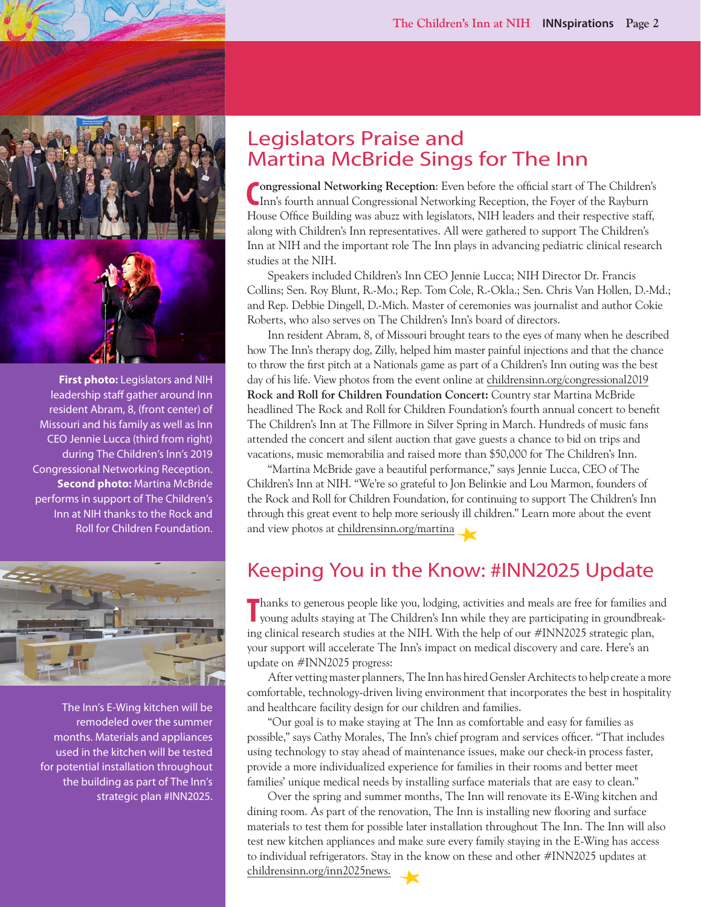## Legislators Praise and Martina McBride Sings for The Inn

**Congressional Networking Reception**: Even before the official start of The Children's Inn's fourth annual Congressional Networking Reception, the Foyer of the Rayburn House Office Building was abuzz with legislators, NIH leaders and their respective staff, along with Children's Inn representatives. All were gathered to support The Children's Inn at NIH and the important role The Inn plays in advancing pediatric clinical research studies at the NIH.

Speakers included Children's Inn CEO Jennie Lucca; NIH Director Dr. Francis Collins; Sen. Roy Blunt, R.-Mo.; Rep. Tom Cole, R.-Okla.; Sen. Chris Van Hollen, D.-Md.; and Rep. Debbie Dingell, D.-Mich. Master of ceremonies was journalist and author Cokie Roberts, who also serves on The Children's Inn's board of directors.

Inn resident Abram, 8, of Missouri brought tears to the eyes of many when he described how The Inn's therapy dog, Zilly, helped him master painful injections and that the chance to throw the first pitch at a Nationals game as part of a Children's Inn outing was the best day of his life. View photos from the event online at childrensinn.org/congressional2019

**Rock and Roll for Children Foundation Concert:** Country star Martina McBride headlined The Rock and Roll for Children Foundation's fourth annual concert to benefit The Children's Inn at The Fillmore in Silver Spring in March. Hundreds of music fans attended the concert and silent auction that gave guests a chance to bid on trips and vacations, music memorabilia and raised more than $50,000 for The Children's Inn.

"Martina McBride gave a beautiful performance," says Jennie Lucca, CEO of The Children's Inn at NIH. "We're so grateful to Jon Belinkie and Lou Marmon, founders of the Rock and Roll for Children Foundation, for continuing to support The Children's Inn through this great event to help more seriously ill children." Learn more about the event and view photos at childrensinn.org/martina

**First photo:** Legislators and NIH leadership staff gather around Inn resident Abram, 8, (front center) of Missouri and his family as well as Inn CEO Jennie Lucca (third from right) during The Children's Inn's 2019 Congressional Networking Reception. **Second photo:** Martina McBride performs in support of The Children's Inn at NIH thanks to the Rock and Roll for Children Foundation.

## Keeping You in the Know: #INN2025 Update

Thanks to generous people like you, lodging, activities and meals are free for families and young adults staying at The Children's Inn while they are participating in groundbreaking clinical research studies at the NIH. With the help of our #INN2025 strategic plan, your support will accelerate The Inn's impact on medical discovery and care. Here's an update on #INN2025 progress:

After vetting master planners, The Inn has hired Gensler Architects to help create a more comfortable, technology-driven living environment that incorporates the best in hospitality and healthcare facility design for our children and families.

"Our goal is to make staying at The Inn as comfortable and easy for families as possible," says Cathy Morales, The Inn's chief program and services officer. "That includes using technology to stay ahead of maintenance issues, make our check-in process faster, provide a more individualized experience for families in their rooms and better meet families' unique medical needs by installing surface materials that are easy to clean."

Over the spring and summer months, The Inn will renovate its E-Wing kitchen and dining room. As part of the renovation, The Inn is installing new flooring and surface materials to test them for possible later installation throughout The Inn. The Inn will also test new kitchen appliances and make sure every family staying in the E-Wing has access to individual refrigerators. Stay in the know on these and other #INN2025 updates at childrensinn.org/inn2025news.

The Inn's E-Wing kitchen will be remodeled over the summer months. Materials and appliances used in the kitchen will be tested for potential installation throughout the building as part of The Inn's strategic plan #INN2025.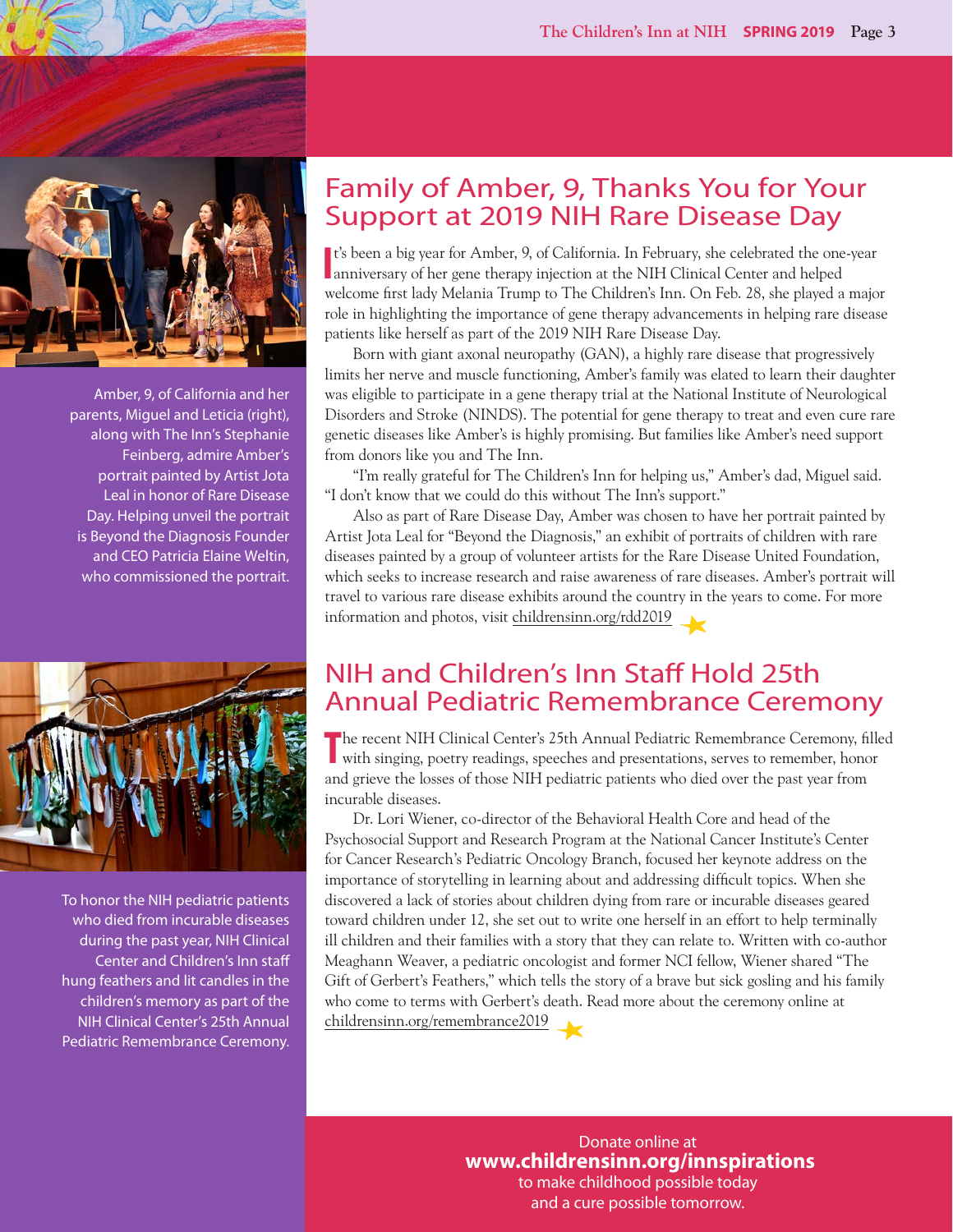## Family of Amber, 9, Thanks You for Your Support at 2019 NIH Rare Disease Day

It's been a big year for Amber, 9, of California. In February, she celebrated the one-year anniversary of her gene therapy injection at the NIH Clinical Center and helped welcome first lady Melania Trump to The Children's Inn. On Feb. 28, she played a major role in highlighting the importance of gene therapy advancements in helping rare disease patients like herself as part of the 2019 NIH Rare Disease Day.

Born with giant axonal neuropathy (GAN), a highly rare disease that progressively limits her nerve and muscle functioning, Amber's family was elated to learn their daughter was eligible to participate in a gene therapy trial at the National Institute of Neurological Disorders and Stroke (NINDS). The potential for gene therapy to treat and even cure rare genetic diseases like Amber's is highly promising. But families like Amber's need support from donors like you and The Inn.

"I'm really grateful for The Children's Inn for helping us," Amber's dad, Miguel said. "I don't know that we could do this without The Inn's support."

Also as part of Rare Disease Day, Amber was chosen to have her portrait painted by Artist Jota Leal for "Beyond the Diagnosis," an exhibit of portraits of children with rare diseases painted by a group of volunteer artists for the Rare Disease United Foundation, which seeks to increase research and raise awareness of rare diseases. Amber's portrait will travel to various rare disease exhibits around the country in the years to come. For more information and photos, visit childrensinn.org/rdd2019

Amber, 9, of California and her parents, Miguel and Leticia (right), along with The Inn's Stephanie Feinberg, admire Amber's portrait painted by Artist Jota Leal in honor of Rare Disease Day. Helping unveil the portrait is Beyond the Diagnosis Founder and CEO Patricia Elaine Weltin, who commissioned the portrait.

## NIH and Children's Inn Staff Hold 25th Annual Pediatric Remembrance Ceremony

The recent NIH Clinical Center's 25th Annual Pediatric Remembrance Ceremony, filled with singing, poetry readings, speeches and presentations, serves to remember, honor and grieve the losses of those NIH pediatric patients who died over the past year from incurable diseases.

Dr. Lori Wiener, co-director of the Behavioral Health Core and head of the Psychosocial Support and Research Program at the National Cancer Institute's Center for Cancer Research's Pediatric Oncology Branch, focused her keynote address on the importance of storytelling in learning about and addressing difficult topics. When she discovered a lack of stories about children dying from rare or incurable diseases geared toward children under 12, she set out to write one herself in an effort to help terminally ill children and their families with a story that they can relate to. Written with co-author Meaghann Weaver, a pediatric oncologist and former NCI fellow, Wiener shared "The Gift of Gerbert's Feathers," which tells the story of a brave but sick gosling and his family who come to terms with Gerbert's death. Read more about the ceremony online at childrensinn.org/remembrance2019

To honor the NIH pediatric patients who died from incurable diseases during the past year, NIH Clinical Center and Children's Inn staff hung feathers and lit candles in the children's memory as part of the NIH Clinical Center's 25th Annual Pediatric Remembrance Ceremony.

Donate online at
**www.childrensinn.org/innspirations**
to make childhood possible today
and a cure possible tomorrow.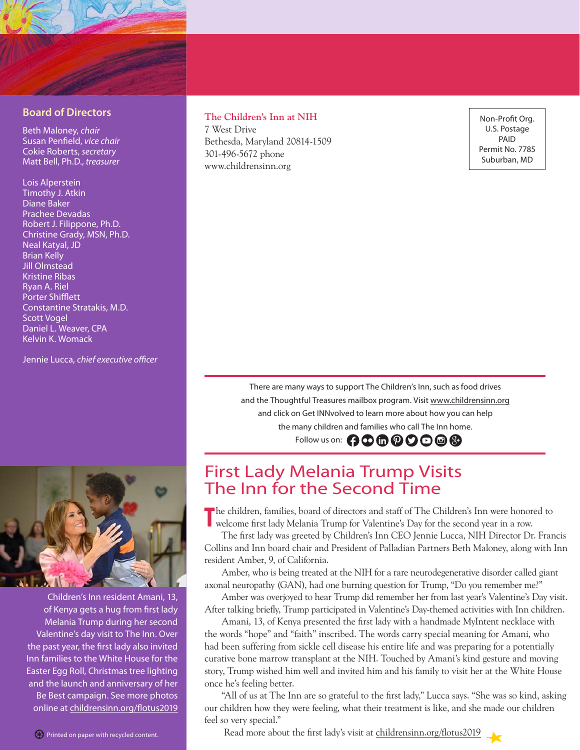## Board of Directors

Beth Maloney, *chair*
Susan Penfield, *vice chair*
Cokie Roberts, *secretary*
Matt Bell, Ph.D., *treasurer*

Lois Alperstein
Timothy J. Atkin
Diane Baker
Prachee Devadas
Robert J. Filippone, Ph.D.
Christine Grady, MSN, Ph.D.
Neal Katyal, JD
Brian Kelly
Jill Olmstead
Kristine Ribas
Ryan A. Riel
Porter Shifflett
Constantine Stratakis, M.D.
Scott Vogel
Daniel L. Weaver, CPA
Kelvin K. Womack

Jennie Lucca, *chief executive officer*

Children's Inn resident Amani, 13, of Kenya gets a hug from first lady Melania Trump during her second Valentine's day visit to The Inn. Over the past year, the first lady also invited Inn families to the White House for the Easter Egg Roll, Christmas tree lighting and the launch and anniversary of her Be Best campaign. See more photos online at childrensinn.org/flotus2019

Printed on paper with recycled content.

**The Children's Inn at NIH**
7 West Drive
Bethesda, Maryland 20814-1509
301-496-5672 phone
www.childrensinn.org

Non-Profit Org.
U.S. Postage
PAID
Permit No. 7785
Suburban, MD

There are many ways to support The Children's Inn, such as food drives and the Thoughtful Treasures mailbox program. Visit www.childrensinn.org and click on Get INNvolved to learn more about how you can help the many children and families who call The Inn home.

Follow us on:

# First Lady Melania Trump Visits The Inn for the Second Time

The children, families, board of directors and staff of The Children's Inn were honored to welcome first lady Melania Trump for Valentine's Day for the second year in a row.

The first lady was greeted by Children's Inn CEO Jennie Lucca, NIH Director Dr. Francis Collins and Inn board chair and President of Palladian Partners Beth Maloney, along with Inn resident Amber, 9, of California.

Amber, who is being treated at the NIH for a rare neurodegenerative disorder called giant axonal neuropathy (GAN), had one burning question for Trump, "Do you remember me?"

Amber was overjoyed to hear Trump did remember her from last year's Valentine's Day visit. After talking briefly, Trump participated in Valentine's Day-themed activities with Inn children.

Amani, 13, of Kenya presented the first lady with a handmade MyIntent necklace with the words "hope" and "faith" inscribed. The words carry special meaning for Amani, who had been suffering from sickle cell disease his entire life and was preparing for a potentially curative bone marrow transplant at the NIH. Touched by Amani's kind gesture and moving story, Trump wished him well and invited him and his family to visit her at the White House once he's feeling better.

"All of us at The Inn are so grateful to the first lady," Lucca says. "She was so kind, asking our children how they were feeling, what their treatment is like, and she made our children feel so very special."

Read more about the first lady's visit at childrensinn.org/flotus2019